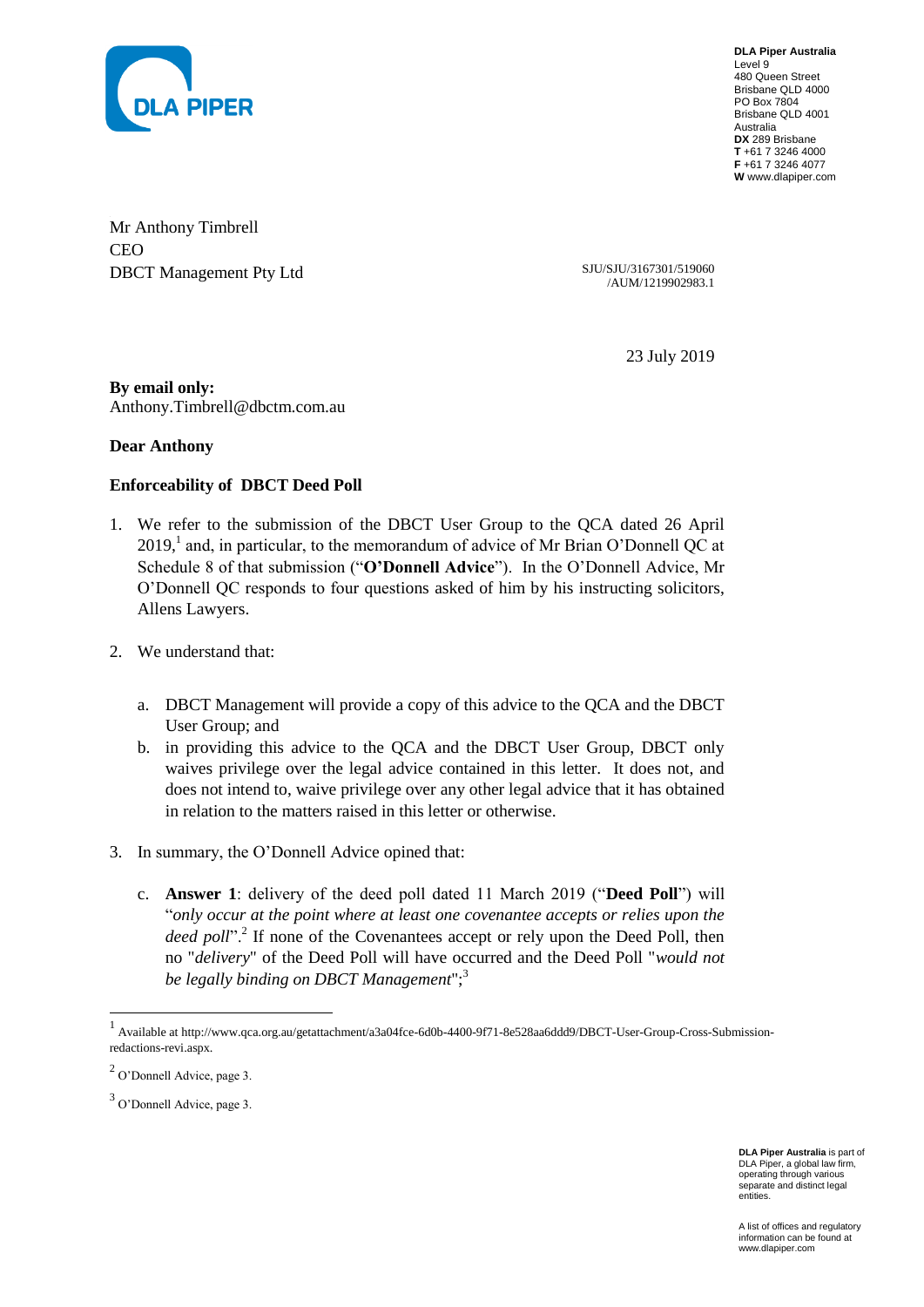**DLA Piper Australia**
Level 9
480 Queen Street
Brisbane QLD 4000
PO Box 7804
Brisbane QLD 4001
Australia
**DX** 289 Brisbane
**T** +61 7 3246 4000
**F** +61 7 3246 4077
**W** www.dlapiper.com

Mr Anthony Timbrell
CEO
DBCT Management Pty Ltd

SJU/SJU/3167301/519060
/AUM/1219902983.1

23 July 2019

**By email only:**
Anthony.Timbrell@dbctm.com.au

**Dear Anthony**

**Enforceability of DBCT Deed Poll**

1. We refer to the submission of the DBCT User Group to the QCA dated 26 April 2019,[1] and, in particular, to the memorandum of advice of Mr Brian O'Donnell QC at Schedule 8 of that submission ("**O'Donnell Advice**"). In the O'Donnell Advice, Mr O'Donnell QC responds to four questions asked of him by his instructing solicitors, Allens Lawyers.

2. We understand that:

   a. DBCT Management will provide a copy of this advice to the QCA and the DBCT User Group; and
   b. in providing this advice to the QCA and the DBCT User Group, DBCT only waives privilege over the legal advice contained in this letter. It does not, and does not intend to, waive privilege over any other legal advice that it has obtained in relation to the matters raised in this letter or otherwise.

3. In summary, the O'Donnell Advice opined that:

   c. **Answer 1**: delivery of the deed poll dated 11 March 2019 ("**Deed Poll**") will "*only occur at the point where at least one covenantee accepts or relies upon the deed poll*".[2] If none of the Covenantees accept or rely upon the Deed Poll, then no "*delivery*" of the Deed Poll will have occurred and the Deed Poll "*would not be legally binding on DBCT Management*";[3]

---

[1] Available at http://www.qca.org.au/getattachment/a3a04fce-6d0b-4400-9f71-8e528aa6ddd9/DBCT-User-Group-Cross-Submission-redactions-revi.aspx.

[2] O'Donnell Advice, page 3.

[3] O'Donnell Advice, page 3.

**DLA Piper Australia** is part of DLA Piper, a global law firm, operating through various separate and distinct legal entities.

A list of offices and regulatory information can be found at www.dlapiper.com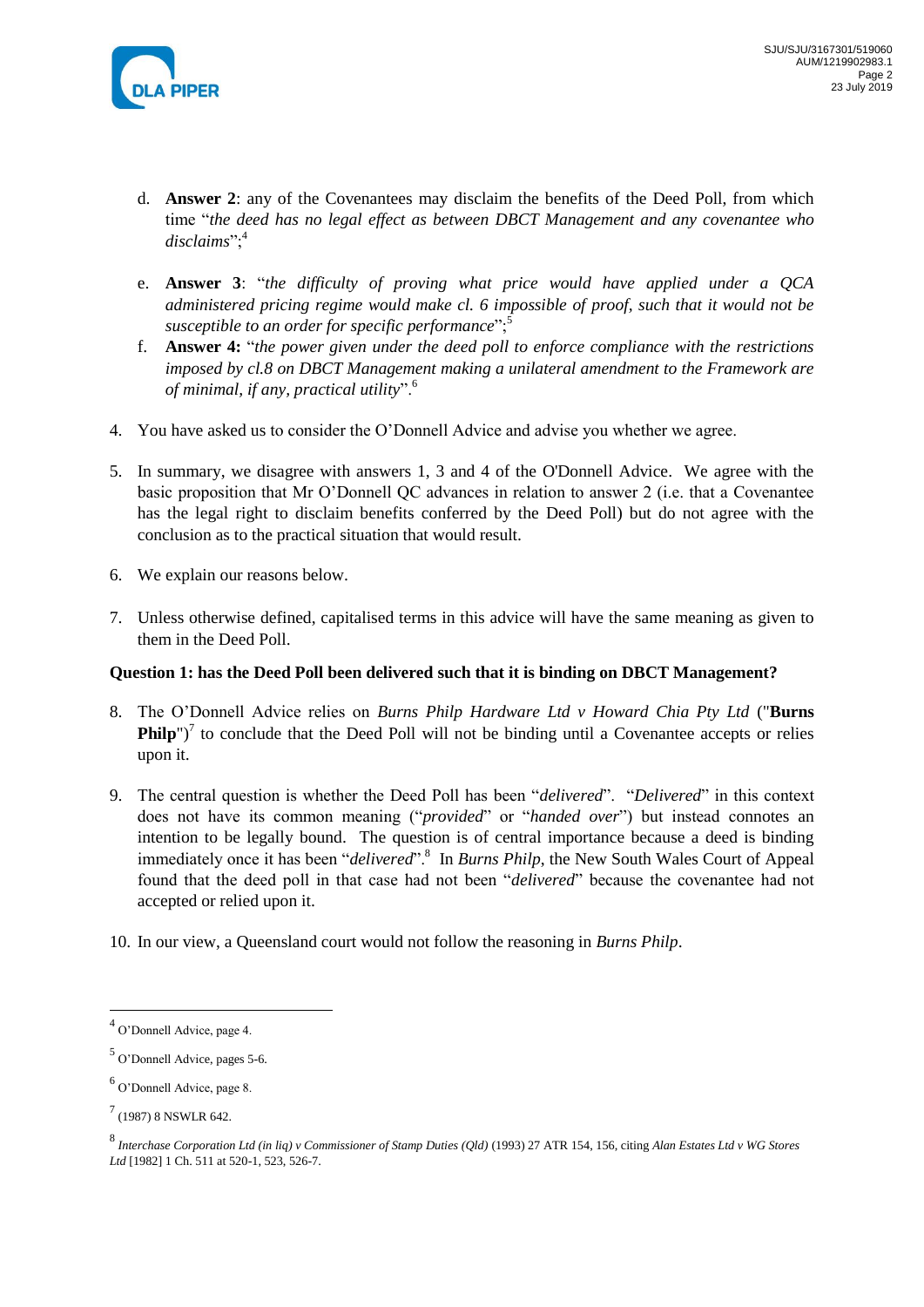d. **Answer 2**: any of the Covenantees may disclaim the benefits of the Deed Poll, from which time "*the deed has no legal effect as between DBCT Management and any covenantee who disclaims*";[4]

e. **Answer 3**: "*the difficulty of proving what price would have applied under a QCA administered pricing regime would make cl. 6 impossible of proof, such that it would not be susceptible to an order for specific performance*";[5]

f. **Answer 4:** "*the power given under the deed poll to enforce compliance with the restrictions imposed by cl.8 on DBCT Management making a unilateral amendment to the Framework are of minimal, if any, practical utility*".[6]

4. You have asked us to consider the O'Donnell Advice and advise you whether we agree.

5. In summary, we disagree with answers 1, 3 and 4 of the O'Donnell Advice. We agree with the basic proposition that Mr O'Donnell QC advances in relation to answer 2 (i.e. that a Covenantee has the legal right to disclaim benefits conferred by the Deed Poll) but do not agree with the conclusion as to the practical situation that would result.

6. We explain our reasons below.

7. Unless otherwise defined, capitalised terms in this advice will have the same meaning as given to them in the Deed Poll.

**Question 1: has the Deed Poll been delivered such that it is binding on DBCT Management?**

8. The O'Donnell Advice relies on *Burns Philp Hardware Ltd v Howard Chia Pty Ltd* ("**Burns Philp**")[7] to conclude that the Deed Poll will not be binding until a Covenantee accepts or relies upon it.

9. The central question is whether the Deed Poll has been "*delivered*". "*Delivered*" in this context does not have its common meaning ("*provided*" or "*handed over*") but instead connotes an intention to be legally bound. The question is of central importance because a deed is binding immediately once it has been "*delivered*".[8] In *Burns Philp*, the New South Wales Court of Appeal found that the deed poll in that case had not been "*delivered*" because the covenantee had not accepted or relied upon it.

10. In our view, a Queensland court would not follow the reasoning in *Burns Philp*.

---

[4] O'Donnell Advice, page 4.

[5] O'Donnell Advice, pages 5-6.

[6] O'Donnell Advice, page 8.

[7] (1987) 8 NSWLR 642.

[8] *Interchase Corporation Ltd (in liq) v Commissioner of Stamp Duties (Qld)* (1993) 27 ATR 154, 156, citing *Alan Estates Ltd v WG Stores Ltd* [1982] 1 Ch. 511 at 520-1, 523, 526-7.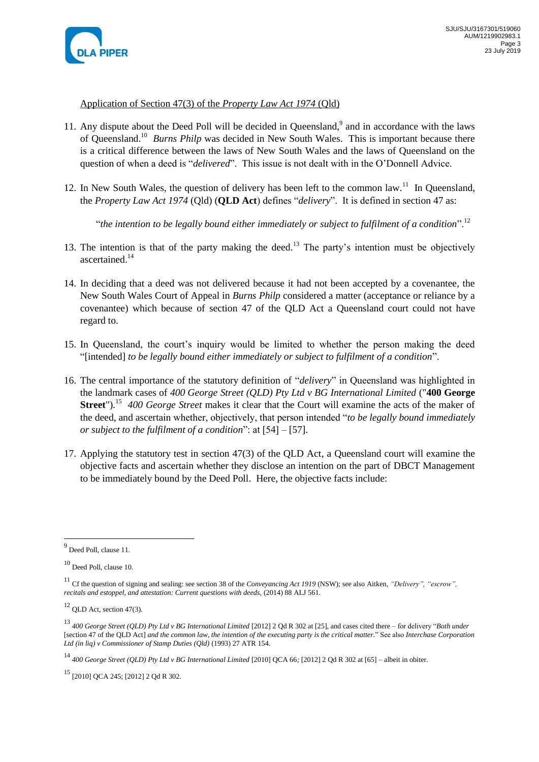Application of Section 47(3) of the *Property Law Act 1974* (Qld)

11. Any dispute about the Deed Poll will be decided in Queensland,[9] and in accordance with the laws of Queensland.[10] *Burns Philp* was decided in New South Wales. This is important because there is a critical difference between the laws of New South Wales and the laws of Queensland on the question of when a deed is "*delivered*". This issue is not dealt with in the O'Donnell Advice.

12. In New South Wales, the question of delivery has been left to the common law.[11] In Queensland, the *Property Law Act 1974* (Qld) (**QLD Act**) defines "*delivery*". It is defined in section 47 as:

    "*the intention to be legally bound either immediately or subject to fulfilment of a condition*".[12]

13. The intention is that of the party making the deed.[13] The party's intention must be objectively ascertained.[14]

14. In deciding that a deed was not delivered because it had not been accepted by a covenantee, the New South Wales Court of Appeal in *Burns Philp* considered a matter (acceptance or reliance by a covenantee) which because of section 47 of the QLD Act a Queensland court could not have regard to.

15. In Queensland, the court's inquiry would be limited to whether the person making the deed "[intended] *to be legally bound either immediately or subject to fulfilment of a condition*".

16. The central importance of the statutory definition of "*delivery*" in Queensland was highlighted in the landmark cases of *400 George Street (QLD) Pty Ltd v BG International Limited* ("**400 George Street**").[15] *400 George Street* makes it clear that the Court will examine the acts of the maker of the deed, and ascertain whether, objectively, that person intended "*to be legally bound immediately or subject to the fulfilment of a condition*": at [54] – [57].

17. Applying the statutory test in section 47(3) of the QLD Act, a Queensland court will examine the objective facts and ascertain whether they disclose an intention on the part of DBCT Management to be immediately bound by the Deed Poll. Here, the objective facts include:

---

[9] Deed Poll, clause 11.

[10] Deed Poll, clause 10.

[11] Cf the question of signing and sealing: see section 38 of the *Conveyancing Act 1919* (NSW); see also Aitken, *"Delivery", "escrow", recitals and estoppel, and attestation: Current questions with deeds*, (2014) 88 ALJ 561.

[12] QLD Act, section 47(3).

[13] *400 George Street (QLD) Pty Ltd v BG International Limited* [2012] 2 Qd R 302 at [25], and cases cited there – for delivery "*Both under* [section 47 of the QLD Act] *and the common law, the intention of the executing party is the critical matter.*" See also *Interchase Corporation Ltd (in liq) v Commissioner of Stamp Duties (Qld)* (1993) 27 ATR 154.

[14] *400 George Street (QLD) Pty Ltd v BG International Limited* [2010] QCA 66*;* [2012] 2 Qd R 302 at [65] – albeit in obiter.

[15] [2010] QCA 245; [2012] 2 Qd R 302.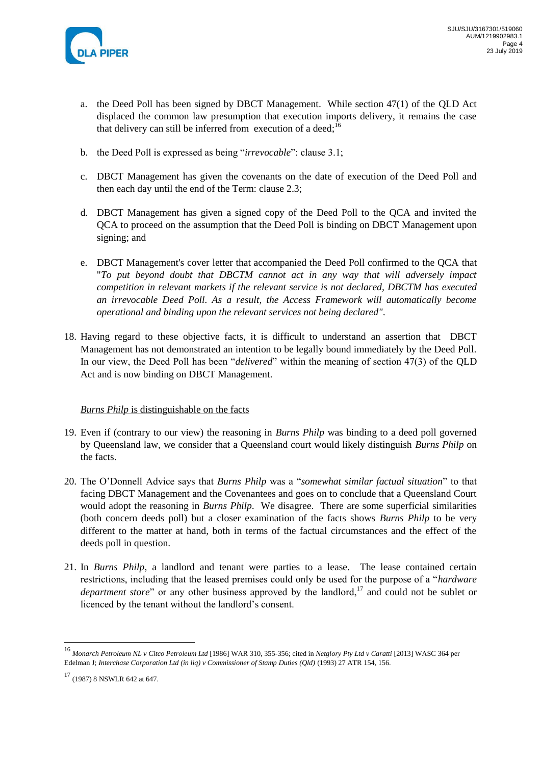a. the Deed Poll has been signed by DBCT Management. While section 47(1) of the QLD Act displaced the common law presumption that execution imports delivery, it remains the case that delivery can still be inferred from execution of a deed;[16]

b. the Deed Poll is expressed as being "*irrevocable*": clause 3.1;

c. DBCT Management has given the covenants on the date of execution of the Deed Poll and then each day until the end of the Term: clause 2.3;

d. DBCT Management has given a signed copy of the Deed Poll to the QCA and invited the QCA to proceed on the assumption that the Deed Poll is binding on DBCT Management upon signing; and

e. DBCT Management's cover letter that accompanied the Deed Poll confirmed to the QCA that "*To put beyond doubt that DBCTM cannot act in any way that will adversely impact competition in relevant markets if the relevant service is not declared, DBCTM has executed an irrevocable Deed Poll. As a result, the Access Framework will automatically become operational and binding upon the relevant services not being declared"*.

18. Having regard to these objective facts, it is difficult to understand an assertion that DBCT Management has not demonstrated an intention to be legally bound immediately by the Deed Poll. In our view, the Deed Poll has been "*delivered*" within the meaning of section 47(3) of the QLD Act and is now binding on DBCT Management.

<u>*Burns Philp* is distinguishable on the facts</u>

19. Even if (contrary to our view) the reasoning in *Burns Philp* was binding to a deed poll governed by Queensland law, we consider that a Queensland court would likely distinguish *Burns Philp* on the facts.

20. The O'Donnell Advice says that *Burns Philp* was a "*somewhat similar factual situation*" to that facing DBCT Management and the Covenantees and goes on to conclude that a Queensland Court would adopt the reasoning in *Burns Philp*. We disagree. There are some superficial similarities (both concern deeds poll) but a closer examination of the facts shows *Burns Philp* to be very different to the matter at hand, both in terms of the factual circumstances and the effect of the deeds poll in question.

21. In *Burns Philp*, a landlord and tenant were parties to a lease. The lease contained certain restrictions, including that the leased premises could only be used for the purpose of a "*hardware department store*" or any other business approved by the landlord,[17] and could not be sublet or licenced by the tenant without the landlord's consent.

---

[16] *Monarch Petroleum NL v Citco Petroleum Ltd* [1986] WAR 310, 355-356; cited in *Netglory Pty Ltd v Caratti* [2013] WASC 364 per Edelman J; *Interchase Corporation Ltd (in liq) v Commissioner of Stamp Duties (Qld)* (1993) 27 ATR 154, 156.

[17] (1987) 8 NSWLR 642 at 647.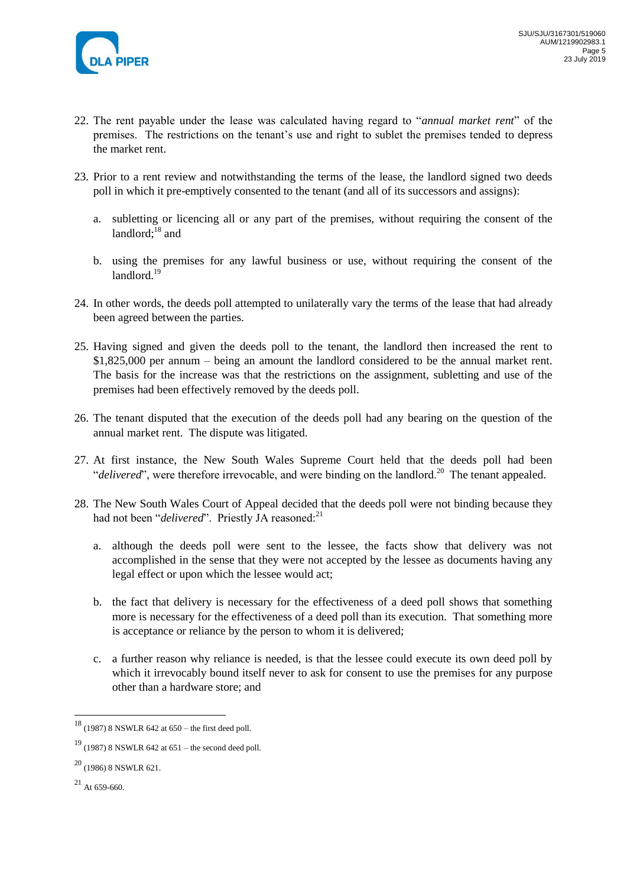22. The rent payable under the lease was calculated having regard to "*annual market rent*" of the premises. The restrictions on the tenant's use and right to sublet the premises tended to depress the market rent.

23. Prior to a rent review and notwithstanding the terms of the lease, the landlord signed two deeds poll in which it pre-emptively consented to the tenant (and all of its successors and assigns):

    a. subletting or licencing all or any part of the premises, without requiring the consent of the landlord;[18] and

    b. using the premises for any lawful business or use, without requiring the consent of the landlord.[19]

24. In other words, the deeds poll attempted to unilaterally vary the terms of the lease that had already been agreed between the parties.

25. Having signed and given the deeds poll to the tenant, the landlord then increased the rent to $1,825,000 per annum – being an amount the landlord considered to be the annual market rent. The basis for the increase was that the restrictions on the assignment, subletting and use of the premises had been effectively removed by the deeds poll.

26. The tenant disputed that the execution of the deeds poll had any bearing on the question of the annual market rent. The dispute was litigated.

27. At first instance, the New South Wales Supreme Court held that the deeds poll had been "*delivered*", were therefore irrevocable, and were binding on the landlord.[20] The tenant appealed.

28. The New South Wales Court of Appeal decided that the deeds poll were not binding because they had not been "*delivered*". Priestly JA reasoned:[21]

    a. although the deeds poll were sent to the lessee, the facts show that delivery was not accomplished in the sense that they were not accepted by the lessee as documents having any legal effect or upon which the lessee would act;

    b. the fact that delivery is necessary for the effectiveness of a deed poll shows that something more is necessary for the effectiveness of a deed poll than its execution. That something more is acceptance or reliance by the person to whom it is delivered;

    c. a further reason why reliance is needed, is that the lessee could execute its own deed poll by which it irrevocably bound itself never to ask for consent to use the premises for any purpose other than a hardware store; and

---

[18] (1987) 8 NSWLR 642 at 650 – the first deed poll.

[19] (1987) 8 NSWLR 642 at 651 – the second deed poll.

[20] (1986) 8 NSWLR 621.

[21] At 659-660.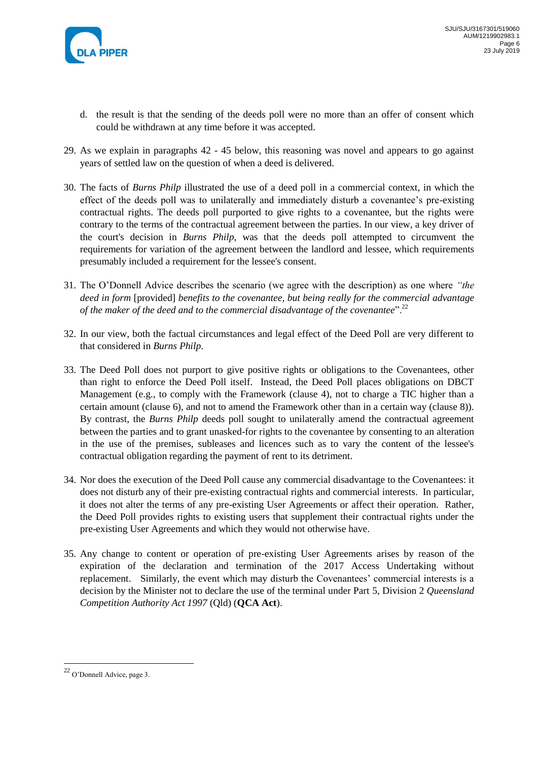d. the result is that the sending of the deeds poll were no more than an offer of consent which could be withdrawn at any time before it was accepted.

29. As we explain in paragraphs 42 - 45 below, this reasoning was novel and appears to go against years of settled law on the question of when a deed is delivered.

30. The facts of *Burns Philp* illustrated the use of a deed poll in a commercial context, in which the effect of the deeds poll was to unilaterally and immediately disturb a covenantee's pre-existing contractual rights. The deeds poll purported to give rights to a covenantee, but the rights were contrary to the terms of the contractual agreement between the parties. In our view, a key driver of the court's decision in *Burns Philp*, was that the deeds poll attempted to circumvent the requirements for variation of the agreement between the landlord and lessee, which requirements presumably included a requirement for the lessee's consent.

31. The O'Donnell Advice describes the scenario (we agree with the description) as one where *"the deed in form* [provided] *benefits to the covenantee, but being really for the commercial advantage of the maker of the deed and to the commercial disadvantage of the covenantee*".[22]

32. In our view, both the factual circumstances and legal effect of the Deed Poll are very different to that considered in *Burns Philp*.

33. The Deed Poll does not purport to give positive rights or obligations to the Covenantees, other than right to enforce the Deed Poll itself. Instead, the Deed Poll places obligations on DBCT Management (e.g., to comply with the Framework (clause 4), not to charge a TIC higher than a certain amount (clause 6), and not to amend the Framework other than in a certain way (clause 8)). By contrast, the *Burns Philp* deeds poll sought to unilaterally amend the contractual agreement between the parties and to grant unasked-for rights to the covenantee by consenting to an alteration in the use of the premises, subleases and licences such as to vary the content of the lessee's contractual obligation regarding the payment of rent to its detriment.

34. Nor does the execution of the Deed Poll cause any commercial disadvantage to the Covenantees: it does not disturb any of their pre-existing contractual rights and commercial interests. In particular, it does not alter the terms of any pre-existing User Agreements or affect their operation. Rather, the Deed Poll provides rights to existing users that supplement their contractual rights under the pre-existing User Agreements and which they would not otherwise have.

35. Any change to content or operation of pre-existing User Agreements arises by reason of the expiration of the declaration and termination of the 2017 Access Undertaking without replacement. Similarly, the event which may disturb the Covenantees' commercial interests is a decision by the Minister not to declare the use of the terminal under Part 5, Division 2 *Queensland Competition Authority Act 1997* (Qld) (**QCA Act**).

---

[22] O'Donnell Advice, page 3.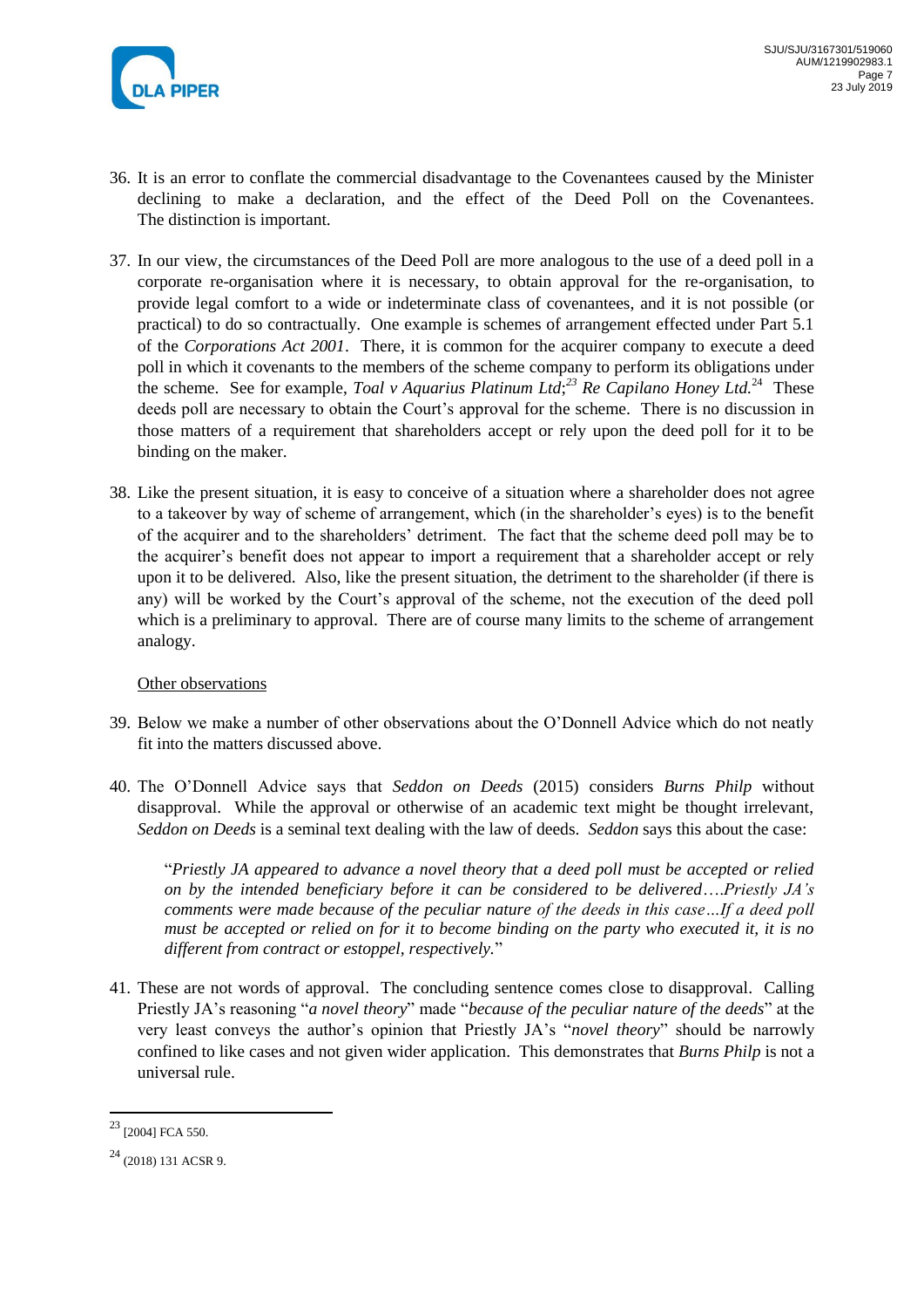36. It is an error to conflate the commercial disadvantage to the Covenantees caused by the Minister declining to make a declaration, and the effect of the Deed Poll on the Covenantees. The distinction is important.

37. In our view, the circumstances of the Deed Poll are more analogous to the use of a deed poll in a corporate re-organisation where it is necessary, to obtain approval for the re-organisation, to provide legal comfort to a wide or indeterminate class of covenantees, and it is not possible (or practical) to do so contractually. One example is schemes of arrangement effected under Part 5.1 of the *Corporations Act 2001*. There, it is common for the acquirer company to execute a deed poll in which it covenants to the members of the scheme company to perform its obligations under the scheme. See for example, *Toal v Aquarius Platinum Ltd*;[23] *Re Capilano Honey Ltd.*[24] These deeds poll are necessary to obtain the Court's approval for the scheme. There is no discussion in those matters of a requirement that shareholders accept or rely upon the deed poll for it to be binding on the maker.

38. Like the present situation, it is easy to conceive of a situation where a shareholder does not agree to a takeover by way of scheme of arrangement, which (in the shareholder's eyes) is to the benefit of the acquirer and to the shareholders' detriment. The fact that the scheme deed poll may be to the acquirer's benefit does not appear to import a requirement that a shareholder accept or rely upon it to be delivered. Also, like the present situation, the detriment to the shareholder (if there is any) will be worked by the Court's approval of the scheme, not the execution of the deed poll which is a preliminary to approval. There are of course many limits to the scheme of arrangement analogy.

<u>Other observations</u>

39. Below we make a number of other observations about the O'Donnell Advice which do not neatly fit into the matters discussed above.

40. The O'Donnell Advice says that *Seddon on Deeds* (2015) considers *Burns Philp* without disapproval. While the approval or otherwise of an academic text might be thought irrelevant, *Seddon on Deeds* is a seminal text dealing with the law of deeds. *Seddon* says this about the case:

    "*Priestly JA appeared to advance a novel theory that a deed poll must be accepted or relied on by the intended beneficiary before it can be considered to be delivered….Priestly JA's comments were made because of the peculiar nature of the deeds in this case…If a deed poll must be accepted or relied on for it to become binding on the party who executed it, it is no different from contract or estoppel, respectively.*"

41. These are not words of approval. The concluding sentence comes close to disapproval. Calling Priestly JA's reasoning "*a novel theory*" made "*because of the peculiar nature of the deeds*" at the very least conveys the author's opinion that Priestly JA's "*novel theory*" should be narrowly confined to like cases and not given wider application. This demonstrates that *Burns Philp* is not a universal rule.

---

[23] [2004] FCA 550.

[24] (2018) 131 ACSR 9.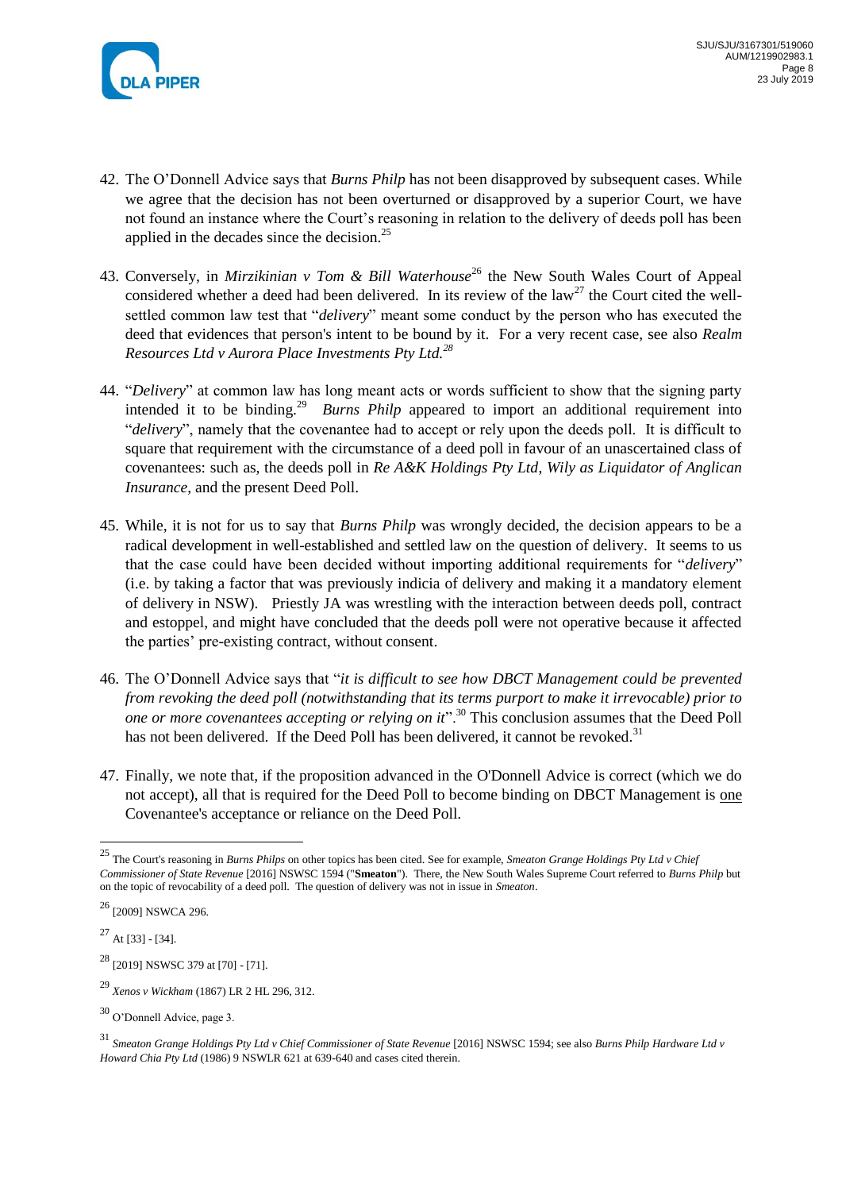42. The O'Donnell Advice says that *Burns Philp* has not been disapproved by subsequent cases. While we agree that the decision has not been overturned or disapproved by a superior Court, we have not found an instance where the Court's reasoning in relation to the delivery of deeds poll has been applied in the decades since the decision.[25]

43. Conversely, in *Mirzikinian v Tom & Bill Waterhouse*[26] the New South Wales Court of Appeal considered whether a deed had been delivered. In its review of the law[27] the Court cited the well-settled common law test that "*delivery*" meant some conduct by the person who has executed the deed that evidences that person's intent to be bound by it. For a very recent case, see also *Realm Resources Ltd v Aurora Place Investments Pty Ltd.*[28]

44. "*Delivery*" at common law has long meant acts or words sufficient to show that the signing party intended it to be binding.[29] *Burns Philp* appeared to import an additional requirement into "*delivery*", namely that the covenantee had to accept or rely upon the deeds poll. It is difficult to square that requirement with the circumstance of a deed poll in favour of an unascertained class of covenantees: such as, the deeds poll in *Re A&K Holdings Pty Ltd*, *Wily as Liquidator of Anglican Insurance*, and the present Deed Poll.

45. While, it is not for us to say that *Burns Philp* was wrongly decided, the decision appears to be a radical development in well-established and settled law on the question of delivery. It seems to us that the case could have been decided without importing additional requirements for "*delivery*" (i.e. by taking a factor that was previously indicia of delivery and making it a mandatory element of delivery in NSW). Priestly JA was wrestling with the interaction between deeds poll, contract and estoppel, and might have concluded that the deeds poll were not operative because it affected the parties' pre-existing contract, without consent.

46. The O'Donnell Advice says that "*it is difficult to see how DBCT Management could be prevented from revoking the deed poll (notwithstanding that its terms purport to make it irrevocable) prior to one or more covenantees accepting or relying on it*".[30] This conclusion assumes that the Deed Poll has not been delivered. If the Deed Poll has been delivered, it cannot be revoked.[31]

47. Finally, we note that, if the proposition advanced in the O'Donnell Advice is correct (which we do not accept), all that is required for the Deed Poll to become binding on DBCT Management is <u>one</u> Covenantee's acceptance or reliance on the Deed Poll.

---

[25] The Court's reasoning in *Burns Philps* on other topics has been cited. See for example, *Smeaton Grange Holdings Pty Ltd v Chief Commissioner of State Revenue* [2016] NSWSC 1594 ("**Smeaton**"). There, the New South Wales Supreme Court referred to *Burns Philp* but on the topic of revocability of a deed poll. The question of delivery was not in issue in *Smeaton*.

[26] [2009] NSWCA 296.

[27] At [33] - [34].

[28] [2019] NSWSC 379 at [70] - [71].

[29] *Xenos v Wickham* (1867) LR 2 HL 296, 312.

[30] O'Donnell Advice, page 3.

[31] *Smeaton Grange Holdings Pty Ltd v Chief Commissioner of State Revenue* [2016] NSWSC 1594; see also *Burns Philp Hardware Ltd v Howard Chia Pty Ltd* (1986) 9 NSWLR 621 at 639-640 and cases cited therein.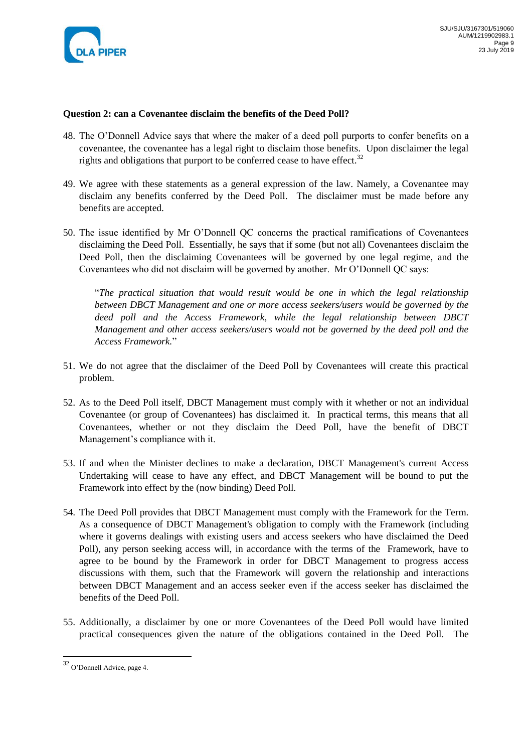**Question 2: can a Covenantee disclaim the benefits of the Deed Poll?**

48. The O'Donnell Advice says that where the maker of a deed poll purports to confer benefits on a covenantee, the covenantee has a legal right to disclaim those benefits. Upon disclaimer the legal rights and obligations that purport to be conferred cease to have effect.[32]

49. We agree with these statements as a general expression of the law. Namely, a Covenantee may disclaim any benefits conferred by the Deed Poll. The disclaimer must be made before any benefits are accepted.

50. The issue identified by Mr O'Donnell QC concerns the practical ramifications of Covenantees disclaiming the Deed Poll. Essentially, he says that if some (but not all) Covenantees disclaim the Deed Poll, then the disclaiming Covenantees will be governed by one legal regime, and the Covenantees who did not disclaim will be governed by another. Mr O'Donnell QC says:

   "*The practical situation that would result would be one in which the legal relationship between DBCT Management and one or more access seekers/users would be governed by the deed poll and the Access Framework, while the legal relationship between DBCT Management and other access seekers/users would not be governed by the deed poll and the Access Framework.*"

51. We do not agree that the disclaimer of the Deed Poll by Covenantees will create this practical problem.

52. As to the Deed Poll itself, DBCT Management must comply with it whether or not an individual Covenantee (or group of Covenantees) has disclaimed it. In practical terms, this means that all Covenantees, whether or not they disclaim the Deed Poll, have the benefit of DBCT Management's compliance with it.

53. If and when the Minister declines to make a declaration, DBCT Management's current Access Undertaking will cease to have any effect, and DBCT Management will be bound to put the Framework into effect by the (now binding) Deed Poll.

54. The Deed Poll provides that DBCT Management must comply with the Framework for the Term. As a consequence of DBCT Management's obligation to comply with the Framework (including where it governs dealings with existing users and access seekers who have disclaimed the Deed Poll), any person seeking access will, in accordance with the terms of the Framework, have to agree to be bound by the Framework in order for DBCT Management to progress access discussions with them, such that the Framework will govern the relationship and interactions between DBCT Management and an access seeker even if the access seeker has disclaimed the benefits of the Deed Poll.

55. Additionally, a disclaimer by one or more Covenantees of the Deed Poll would have limited practical consequences given the nature of the obligations contained in the Deed Poll. The

---

[32] O'Donnell Advice, page 4.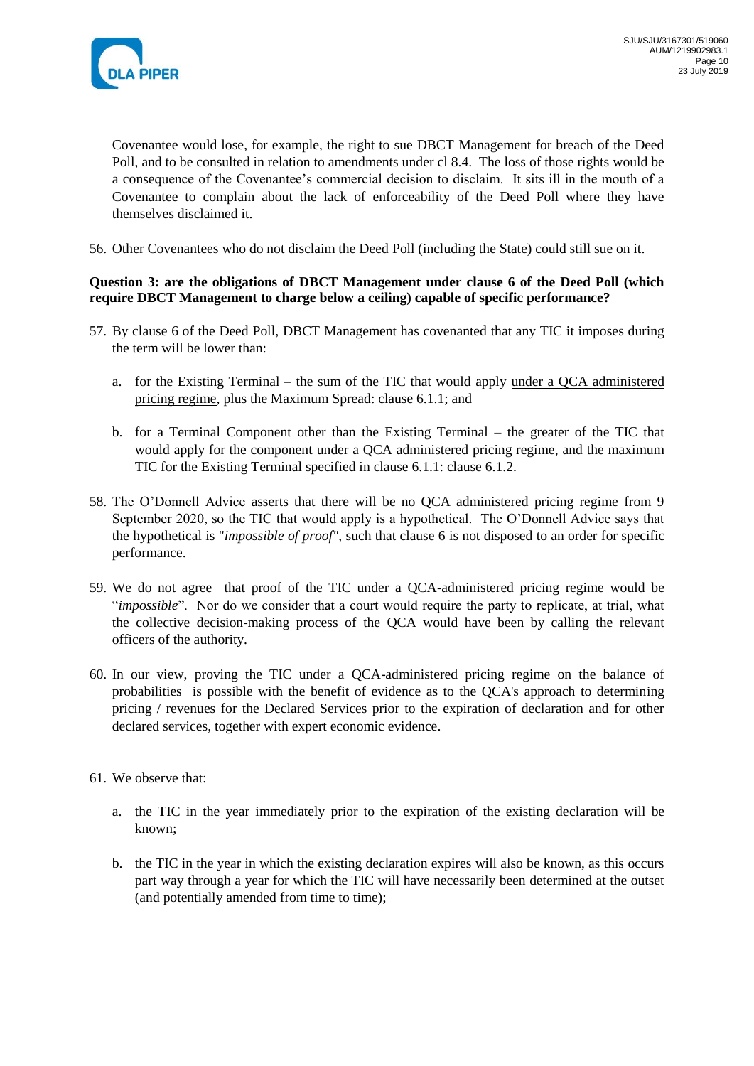Covenantee would lose, for example, the right to sue DBCT Management for breach of the Deed Poll, and to be consulted in relation to amendments under cl 8.4. The loss of those rights would be a consequence of the Covenantee's commercial decision to disclaim. It sits ill in the mouth of a Covenantee to complain about the lack of enforceability of the Deed Poll where they have themselves disclaimed it.

56. Other Covenantees who do not disclaim the Deed Poll (including the State) could still sue on it.

**Question 3: are the obligations of DBCT Management under clause 6 of the Deed Poll (which require DBCT Management to charge below a ceiling) capable of specific performance?**

57. By clause 6 of the Deed Poll, DBCT Management has covenanted that any TIC it imposes during the term will be lower than:

    a. for the Existing Terminal – the sum of the TIC that would apply <u>under a QCA administered pricing regime</u>, plus the Maximum Spread: clause 6.1.1; and

    b. for a Terminal Component other than the Existing Terminal – the greater of the TIC that would apply for the component <u>under a QCA administered pricing regime</u>, and the maximum TIC for the Existing Terminal specified in clause 6.1.1: clause 6.1.2.

58. The O'Donnell Advice asserts that there will be no QCA administered pricing regime from 9 September 2020, so the TIC that would apply is a hypothetical. The O'Donnell Advice says that the hypothetical is "*impossible of proof*", such that clause 6 is not disposed to an order for specific performance.

59. We do not agree that proof of the TIC under a QCA-administered pricing regime would be "*impossible*". Nor do we consider that a court would require the party to replicate, at trial, what the collective decision-making process of the QCA would have been by calling the relevant officers of the authority.

60. In our view, proving the TIC under a QCA-administered pricing regime on the balance of probabilities is possible with the benefit of evidence as to the QCA's approach to determining pricing / revenues for the Declared Services prior to the expiration of declaration and for other declared services, together with expert economic evidence.

61. We observe that:

    a. the TIC in the year immediately prior to the expiration of the existing declaration will be known;

    b. the TIC in the year in which the existing declaration expires will also be known, as this occurs part way through a year for which the TIC will have necessarily been determined at the outset (and potentially amended from time to time);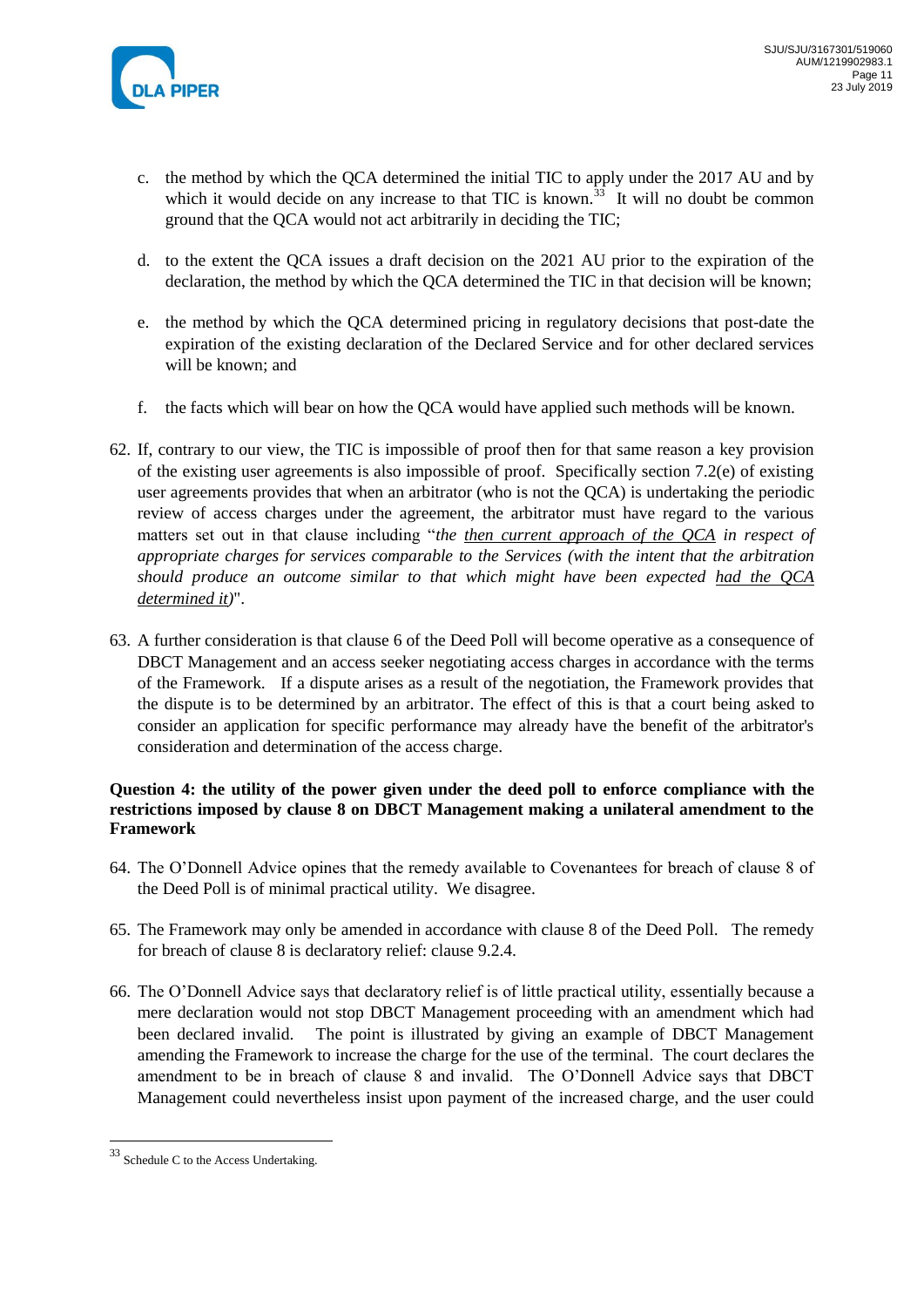c. the method by which the QCA determined the initial TIC to apply under the 2017 AU and by which it would decide on any increase to that TIC is known.[33] It will no doubt be common ground that the QCA would not act arbitrarily in deciding the TIC;

d. to the extent the QCA issues a draft decision on the 2021 AU prior to the expiration of the declaration, the method by which the QCA determined the TIC in that decision will be known;

e. the method by which the QCA determined pricing in regulatory decisions that post-date the expiration of the existing declaration of the Declared Service and for other declared services will be known; and

f. the facts which will bear on how the QCA would have applied such methods will be known.

62. If, contrary to our view, the TIC is impossible of proof then for that same reason a key provision of the existing user agreements is also impossible of proof. Specifically section 7.2(e) of existing user agreements provides that when an arbitrator (who is not the QCA) is undertaking the periodic review of access charges under the agreement, the arbitrator must have regard to the various matters set out in that clause including "*the <u>then current approach of the QCA</u> in respect of appropriate charges for services comparable to the Services (with the intent that the arbitration should produce an outcome similar to that which might have been expected <u>had the QCA determined it</u>)*".

63. A further consideration is that clause 6 of the Deed Poll will become operative as a consequence of DBCT Management and an access seeker negotiating access charges in accordance with the terms of the Framework. If a dispute arises as a result of the negotiation, the Framework provides that the dispute is to be determined by an arbitrator. The effect of this is that a court being asked to consider an application for specific performance may already have the benefit of the arbitrator's consideration and determination of the access charge.

**Question 4: the utility of the power given under the deed poll to enforce compliance with the restrictions imposed by clause 8 on DBCT Management making a unilateral amendment to the Framework**

64. The O'Donnell Advice opines that the remedy available to Covenantees for breach of clause 8 of the Deed Poll is of minimal practical utility. We disagree.

65. The Framework may only be amended in accordance with clause 8 of the Deed Poll. The remedy for breach of clause 8 is declaratory relief: clause 9.2.4.

66. The O'Donnell Advice says that declaratory relief is of little practical utility, essentially because a mere declaration would not stop DBCT Management proceeding with an amendment which had been declared invalid. The point is illustrated by giving an example of DBCT Management amending the Framework to increase the charge for the use of the terminal. The court declares the amendment to be in breach of clause 8 and invalid. The O'Donnell Advice says that DBCT Management could nevertheless insist upon payment of the increased charge, and the user could

---

[33] Schedule C to the Access Undertaking.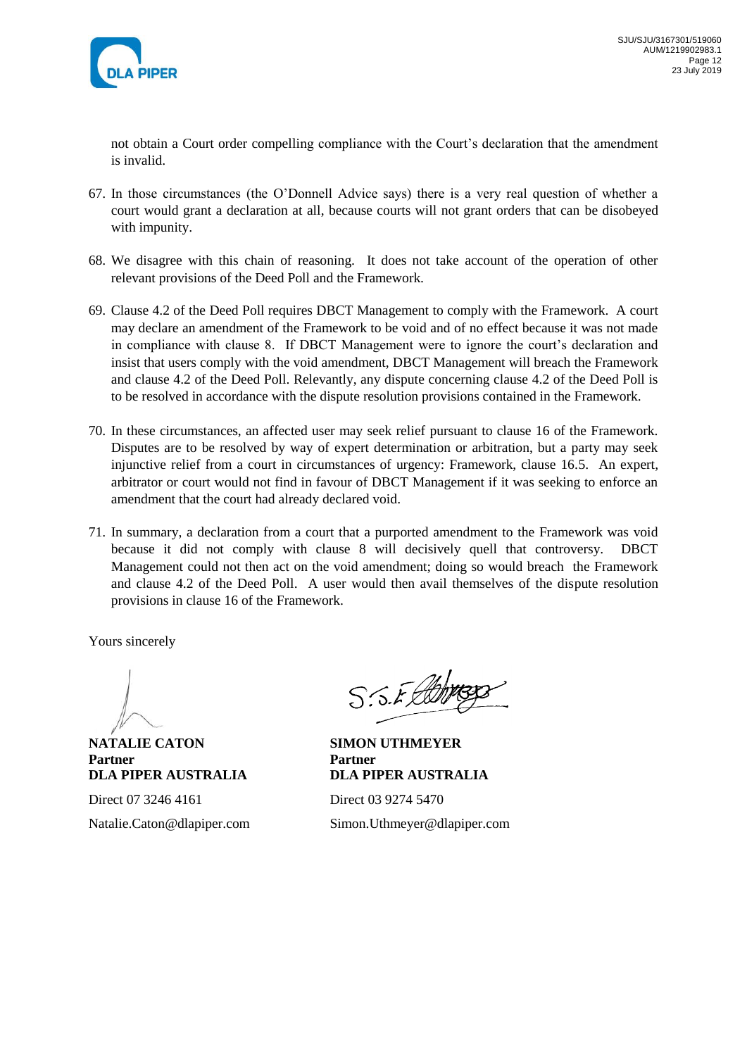not obtain a Court order compelling compliance with the Court's declaration that the amendment is invalid.

67. In those circumstances (the O'Donnell Advice says) there is a very real question of whether a court would grant a declaration at all, because courts will not grant orders that can be disobeyed with impunity.

68. We disagree with this chain of reasoning. It does not take account of the operation of other relevant provisions of the Deed Poll and the Framework.

69. Clause 4.2 of the Deed Poll requires DBCT Management to comply with the Framework. A court may declare an amendment of the Framework to be void and of no effect because it was not made in compliance with clause 8. If DBCT Management were to ignore the court's declaration and insist that users comply with the void amendment, DBCT Management will breach the Framework and clause 4.2 of the Deed Poll. Relevantly, any dispute concerning clause 4.2 of the Deed Poll is to be resolved in accordance with the dispute resolution provisions contained in the Framework.

70. In these circumstances, an affected user may seek relief pursuant to clause 16 of the Framework. Disputes are to be resolved by way of expert determination or arbitration, but a party may seek injunctive relief from a court in circumstances of urgency: Framework, clause 16.5. An expert, arbitrator or court would not find in favour of DBCT Management if it was seeking to enforce an amendment that the court had already declared void.

71. In summary, a declaration from a court that a purported amendment to the Framework was void because it did not comply with clause 8 will decisively quell that controversy. DBCT Management could not then act on the void amendment; doing so would breach the Framework and clause 4.2 of the Deed Poll. A user would then avail themselves of the dispute resolution provisions in clause 16 of the Framework.

Yours sincerely

**NATALIE CATON**
**Partner**
**DLA PIPER AUSTRALIA**

Direct 07 3246 4161

Natalie.Caton@dlapiper.com

**SIMON UTHMEYER**
**Partner**
**DLA PIPER AUSTRALIA**

Direct 03 9274 5470

Simon.Uthmeyer@dlapiper.com